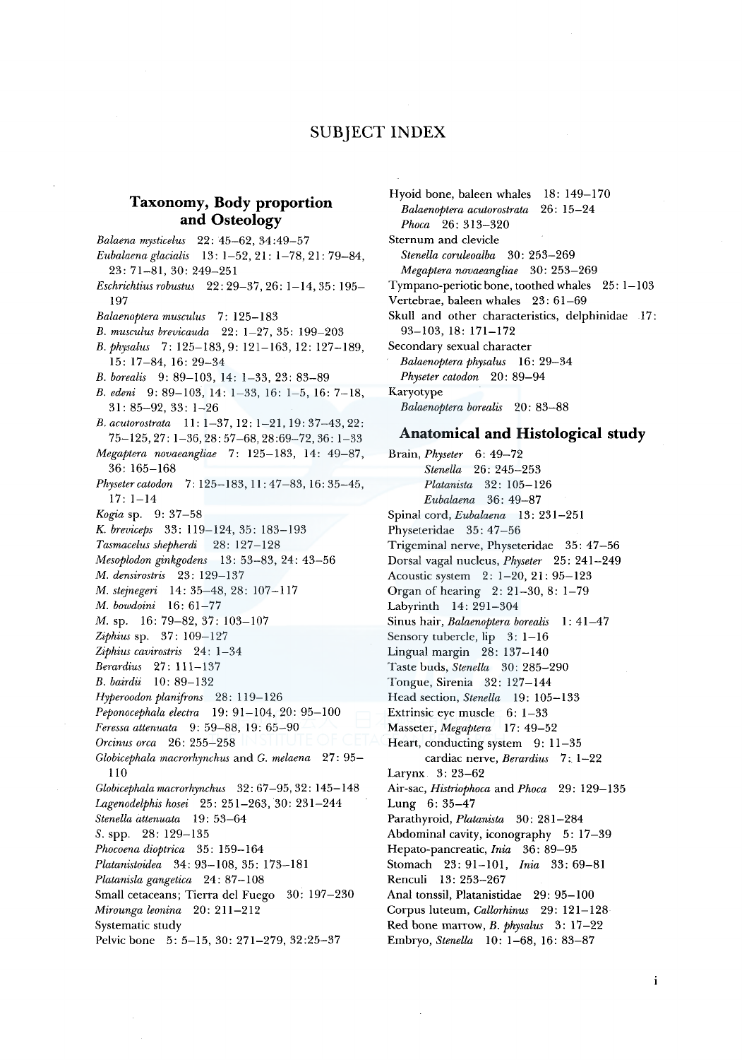# SUBJECT INDEX

## Taxonomy, Body proportion and Osteology

*Balaena mysticelus* 22: 45–62, 34:49–57
*Eubalaena glacialis* 13: 1–52, 21: 1–78, 21: 79–84, 23: 71–81, 30: 249–251
*Eschrichtius robustus* 22: 29–37, 26: 1–14, 35: 195–197
*Balaenoptera musculus* 7: 125–183
*B. musculus brevicauda* 22: 1–27, 35: 199–203
*B. physalus* 7: 125–183, 9: 121–163, 12: 127–189, 15: 17–84, 16: 29–34
*B. borealis* 9: 89–103, 14: 1–33, 23: 83–89
*B. edeni* 9: 89–103, 14: 1–33, 16: 1–5, 16: 7–18, 31: 85–92, 33: 1–26
*B. acutorostrata* 11: 1–37, 12: 1–21, 19: 37–43, 22: 75–125, 27: 1–36, 28: 57–68, 28:69–72, 36: 1–33
*Megaptera novaeangliae* 7: 125–183, 14: 49–87, 36: 165–168
*Physeter catodon* 7: 125–183, 11: 47–83, 16: 35–45, 17: 1–14
*Kogia* sp. 9: 37–58
*K. breviceps* 33: 119–124, 35: 183–193
*Tasmacelus shepherdi* 28: 127–128
*Mesoplodon ginkgodens* 13: 53–83, 24: 43–56
*M. densirostris* 23: 129–137
*M. stejnegeri* 14: 35–48, 28: 107–117
*M. bowdoini* 16: 61–77
*M.* sp. 16: 79–82, 37: 103–107
*Ziphius* sp. 37: 109–127
*Ziphius cavirostris* 24: 1–34
*Berardius* 27: 111–137
*B. bairdii* 10: 89–132
*Hyperoodon planifrons* 28: 119–126
*Peponocephala electra* 19: 91–104, 20: 95–100
*Feressa attenuata* 9: 59–88, 19: 65–90
*Orcinus orca* 26: 255–258
*Globicephala macrorhynchus* and *G. melaena* 27: 95–110
*Globicephala macrorhynchus* 32: 67–95, 32: 145–148
*Lagenodelphis hosei* 25: 251–263, 30: 231–244
*Stenella attenuata* 19: 53–64
*S.* spp. 28: 129–135
*Phocoena dioptrica* 35: 159–164
*Platanistoidea* 34: 93–108, 35: 173–181
*Platanisla gangetica* 24: 87–108
Small cetaceans; Tierra del Fuego 30: 197–230
*Mirounga leonina* 20: 211–212
Systematic study
Pelvic bone 5: 5–15, 30: 271–279, 32:25–37
Hyoid bone, baleen whales 18: 149–170
*Balaenoptera acutorostrata* 26: 15–24
*Phoca* 26: 313–320
Sternum and clevicle
*Stenella coruleoalba* 30: 253–269
*Megaptera novaeangliae* 30: 253–269
Tympano-periotic bone, toothed whales 25: 1–103
Vertebrae, baleen whales 23: 61–69
Skull and other characteristics, delphinidae 17: 93–103, 18: 171–172
Secondary sexual character
*Balaenoptera physalus* 16: 29–34
*Physeter catodon* 20: 89–94
Karyotype
*Balaenoptera borealis* 20: 83–88

## Anatomical and Histological study

Brain, *Physeter* 6: 49–72
*Stenella* 26: 245–253
*Platanista* 32: 105–126
*Eubalaena* 36: 49–87
Spinal cord, *Eubalaena* 13: 231–251
Physeteridae 35: 47–56
Trigeminal nerve, Physeteridae 35: 47–56
Dorsal vagal nucleus, *Physeter* 25: 241–249
Acoustic system 2: 1–20, 21: 95–123
Organ of hearing 2: 21–30, 8: 1–79
Labyrinth 14: 291–304
Sinus hair, *Balaenoptera borealis* 1: 41–47
Sensory tubercle, lip 3: 1–16
Lingual margin 28: 137–140
Taste buds, *Stenella* 30: 285–290
Tongue, Sirenia 32: 127–144
Head section, *Stenella* 19: 105–133
Extrinsic eye muscle 6: 1–33
Masseter, *Megaptera* 17: 49–52
Heart, conducting system 9: 11–35
cardiac nerve, *Berardius* 7: 1–22
Larynx 3: 23–62
Air-sac, *Histriophoca* and *Phoca* 29: 129–135
Lung 6: 35–47
Parathyroid, *Platanista* 30: 281–284
Abdominal cavity, iconography 5: 17–39
Hepato-pancreatic, *Inia* 36: 89–95
Stomach 23: 91–101, *Inia* 33: 69–81
Renculi 13: 253–267
Anal tonssil, Platanistidae 29: 95–100
Corpus luteum, *Callorhinus* 29: 121–128
Red bone marrow, *B. physalus* 3: 17–22
Embryo, *Stenella* 10: 1–68, 16: 83–87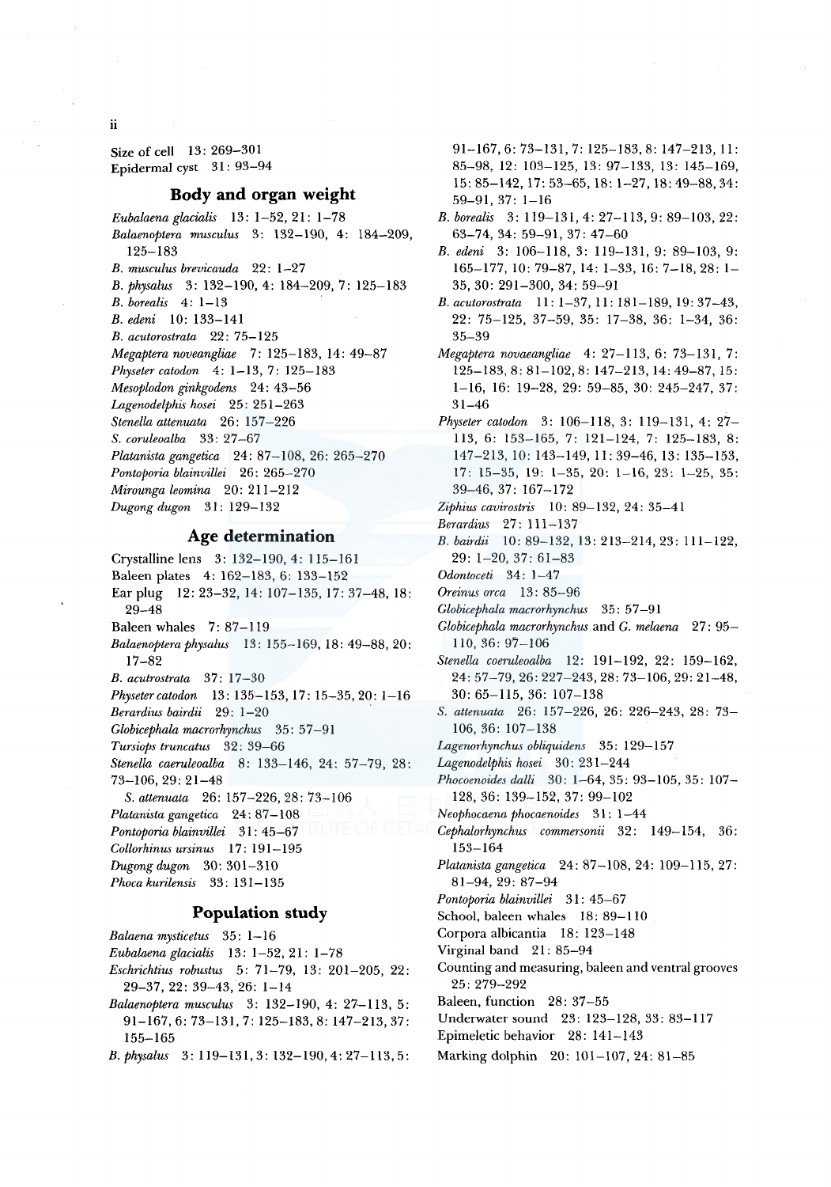Size of cell 13: 269–301
Epidermal cyst 31: 93–94

## Body and organ weight

*Eubalaena glacialis* 13: 1–52, 21: 1–78
*Balaenoptera musculus* 3: 132–190, 4: 184–209, 125–183
*B. musculus brevicauda* 22: 1–27
*B. physalus* 3: 132–190, 4: 184–209, 7: 125–183
*B. borealis* 4: 1–13
*B. edeni* 10: 133–141
*B. acutorostrata* 22: 75–125
*Megaptera noveangliae* 7: 125–183, 14: 49–87
*Physeter catodon* 4: 1–13, 7: 125–183
*Mesoplodon ginkgodens* 24: 43–56
*Lagenodelphis hosei* 25: 251–263
*Stenella attenuata* 26: 157–226
*S. coruleoalba* 33: 27–67
*Platanista gangetica* 24: 87–108, 26: 265–270
*Pontoporia blainvillei* 26: 265–270
*Mirounga leomina* 20: 211–212
*Dugong dugon* 31: 129–132

## Age determination

Crystalline lens 3: 132–190, 4: 115–161
Baleen plates 4: 162–183, 6: 133–152
Ear plug 12: 23–32, 14: 107–135, 17: 37–48, 18: 29–48
Baleen whales 7: 87–119
*Balaenoptera physalus* 13: 155–169, 18: 49–88, 20: 17–82
*B. acutrostrata* 37: 17–30
*Physeter catodon* 13: 135–153, 17: 15–35, 20: 1–16
*Berardius bairdii* 29: 1–20
*Globicephala macrorhynchus* 35: 57–91
*Tursiops truncatus* 32: 39–66
*Stenella caeruleoalba* 8: 133–146, 24: 57–79, 28: 73–106, 29: 21–48
*S. attenuata* 26: 157–226, 28: 73–106
*Platanista gangetica* 24: 87–108
*Pontoporia blainvillei* 31: 45–67
*Collorhinus ursinus* 17: 191–195
*Dugong dugon* 30: 301–310
*Phoca kurilensis* 33: 131–135

## Population study

*Balaena mysticetus* 35: 1–16
*Eubalaena glacialis* 13: 1–52, 21: 1–78
*Eschrichtius robustus* 5: 71–79, 13: 201–205, 22: 29–37, 22: 39–43, 26: 1–14
*Balaenoptera musculus* 3: 132–190, 4: 27–113, 5: 91–167, 6: 73–131, 7: 125–183, 8: 147–213, 37: 155–165
*B. physalus* 3: 119–131, 3: 132–190, 4: 27–113, 5: 91–167, 6: 73–131, 7: 125–183, 8: 147–213, 11: 85–98, 12: 103–125, 13: 97–133, 13: 145–169, 15: 85–142, 17: 53–65, 18: 1–27, 18: 49–88, 34: 59–91, 37: 1–16
*B. borealis* 3: 119–131, 4: 27–113, 9: 89–103, 22: 63–74, 34: 59–91, 37: 47–60
*B. edeni* 3: 106–118, 3: 119–131, 9: 89–103, 9: 165–177, 10: 79–87, 14: 1–33, 16: 7–18, 28: 1–35, 30: 291–300, 34: 59–91
*B. acutorostrata* 11: 1–37, 11: 181–189, 19: 37–43, 22: 75–125, 37–59, 35: 17–38, 36: 1–34, 36: 35–39
*Megaptera novaeangliae* 4: 27–113, 6: 73–131, 7: 125–183, 8: 81–102, 8: 147–213, 14: 49–87, 15: 1–16, 16: 19–28, 29: 59–85, 30: 245–247, 37: 31–46
*Physeter catodon* 3: 106–118, 3: 119–131, 4: 27–113, 6: 153–165, 7: 121–124, 7: 125–183, 8: 147–213, 10: 143–149, 11: 39–46, 13: 135–153, 17: 15–35, 19: 1–35, 20: 1–16, 23: 1–25, 35: 39–46, 37: 167–172
*Ziphius cavirostris* 10: 89–132, 24: 35–41
*Berardius* 27: 111–137
*B. bairdii* 10: 89–132, 13: 213–214, 23: 111–122, 29: 1–20, 37: 61–83
*Odontoceti* 34: 1–47
*Oreinus orca* 13: 85–96
*Globicephala macrorhynchus* 35: 57–91
*Globicephala macrorhynchus* and *G. melaena* 27: 95–110, 36: 97–106
*Stenella coeruleoalba* 12: 191–192, 22: 159–162, 24: 57–79, 26: 227–243, 28: 73–106, 29: 21–48, 30: 65–115, 36: 107–138
*S. attenuata* 26: 157–226, 26: 226–243, 28: 73–106, 36: 107–138
*Lagenorhynchus obliquidens* 35: 129–157
*Lagenodelphis hosei* 30: 231–244
*Phocoenoides dalli* 30: 1–64, 35: 93–105, 35: 107–128, 36: 139–152, 37: 99–102
*Neophocaena phocaenoides* 31: 1–44
*Cephalorhynchus commersonii* 32: 149–154, 36: 153–164
*Platanista gangetica* 24: 87–108, 24: 109–115, 27: 81–94, 29: 87–94
*Pontoporia blainvillei* 31: 45–67
School, baleen whales 18: 89–110
Corpora albicantia 18: 123–148
Virginal band 21: 85–94
Counting and measuring, baleen and ventral grooves 25: 279–292
Baleen, function 28: 37–55
Underwater sound 23: 123–128, 33: 83–117
Epimeletic behavior 28: 141–143
Marking dolphin 20: 101–107, 24: 81–85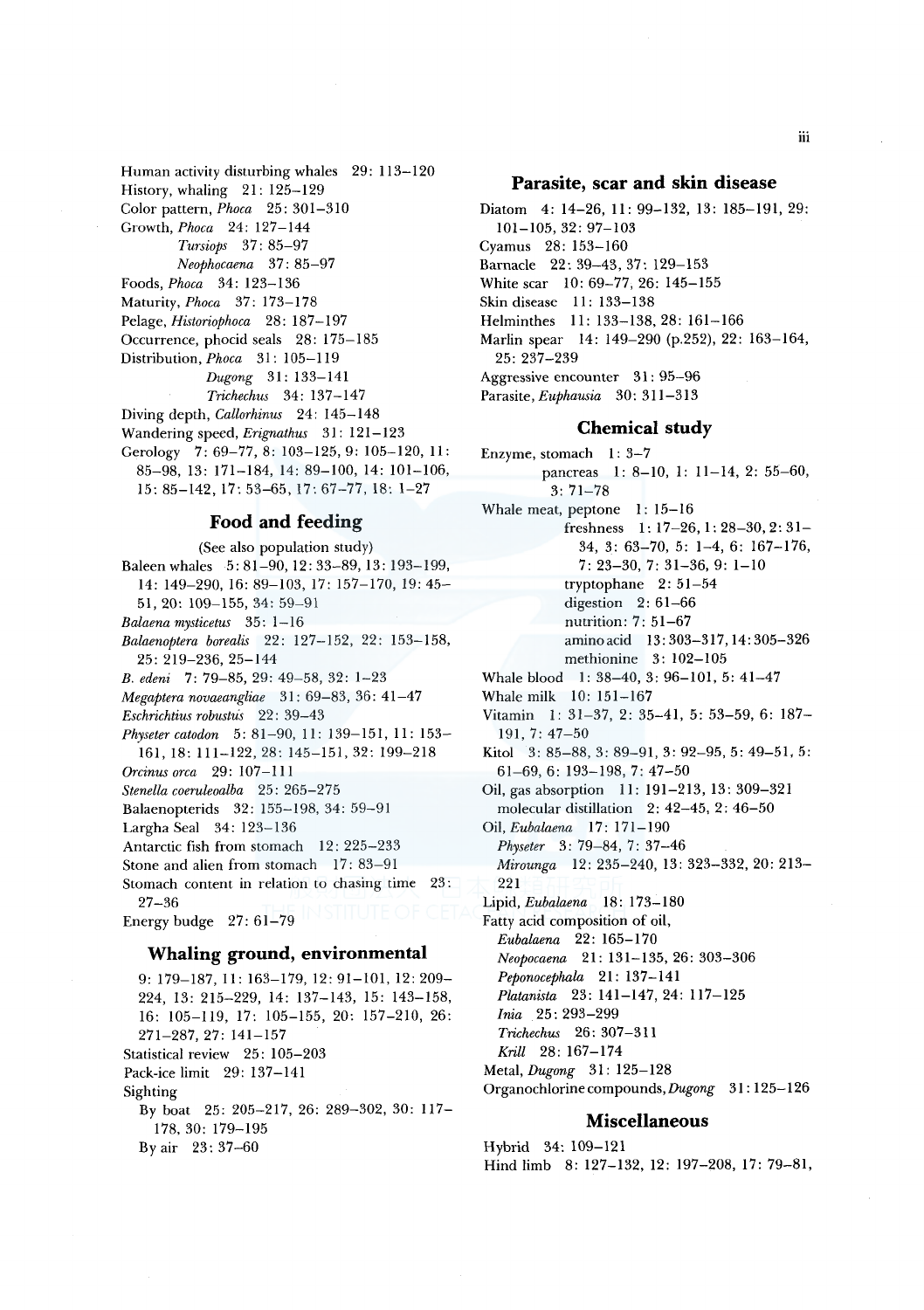Human activity disturbing whales 29: 113–120
History, whaling 21: 125–129
Color pattern, *Phoca* 25: 301–310
Growth, *Phoca* 24: 127–144
*Tursiops* 37: 85–97
*Neophocaena* 37: 85–97
Foods, *Phoca* 34: 123–136
Maturity, *Phoca* 37: 173–178
Pelage, *Historiophoca* 28: 187–197
Occurrence, phocid seals 28: 175–185
Distribution, *Phoca* 31: 105–119
*Dugong* 31: 133–141
*Trichechus* 34: 137–147
Diving depth, *Callorhinus* 24: 145–148
Wandering speed, *Erignathus* 31: 121–123
Gerology 7: 69–77, 8: 103–125, 9: 105–120, 11: 85–98, 13: 171–184, 14: 89–100, 14: 101–106, 15: 85–142, 17: 53–65, 17: 67–77, 18: 1–27

## Food and feeding

(See also population study)

Baleen whales 5: 81–90, 12: 33–89, 13: 193–199, 14: 149–290, 16: 89–103, 17: 157–170, 19: 45–51, 20: 109–155, 34: 59–91
*Balaena mysticetus* 35: 1–16
*Balaenoptera borealis* 22: 127–152, 22: 153–158, 25: 219–236, 25–144
*B. edeni* 7: 79–85, 29: 49–58, 32: 1–23
*Megaptera novaeangliae* 31: 69–83, 36: 41–47
*Eschrichtius robustus* 22: 39–43
*Physeter catodon* 5: 81–90, 11: 139–151, 11: 153–161, 18: 111–122, 28: 145–151, 32: 199–218
*Orcinus orca* 29: 107–111
*Stenella coeruleoalba* 25: 265–275
Balaenopterids 32: 155–198, 34: 59–91
Largha Seal 34: 123–136
Antarctic fish from stomach 12: 225–233
Stone and alien from stomach 17: 83–91
Stomach content in relation to chasing time 23: 27–36
Energy budge 27: 61–79

## Whaling ground, environmental

9: 179–187, 11: 163–179, 12: 91–101, 12: 209–224, 13: 215–229, 14: 137–143, 15: 143–158, 16: 105–119, 17: 105–155, 20: 157–210, 26: 271–287, 27: 141–157
Statistical review 25: 105–203
Pack-ice limit 29: 137–141
Sighting
By boat 25: 205–217, 26: 289–302, 30: 117–178, 30: 179–195
By air 23: 37–60

## Parasite, scar and skin disease

Diatom 4: 14–26, 11: 99–132, 13: 185–191, 29: 101–105, 32: 97–103
Cyamus 28: 153–160
Barnacle 22: 39–43, 37: 129–153
White scar 10: 69–77, 26: 145–155
Skin disease 11: 133–138
Helminthes 11: 133–138, 28: 161–166
Marlin spear 14: 149–290 (p.252), 22: 163–164, 25: 237–239
Aggressive encounter 31: 95–96
Parasite, *Euphausia* 30: 311–313

## Chemical study

Enzyme, stomach 1: 3–7
pancreas 1: 8–10, 1: 11–14, 2: 55–60, 3: 71–78
Whale meat, peptone 1: 15–16
freshness 1: 17–26, 1: 28–30, 2: 31–34, 3: 63–70, 5: 1–4, 6: 167–176, 7: 23–30, 7: 31–36, 9: 1–10
tryptophane 2: 51–54
digestion 2: 61–66
nutrition: 7: 51–67
amino acid 13: 303–317, 14: 305–326
methionine 3: 102–105
Whale blood 1: 38–40, 3: 96–101, 5: 41–47
Whale milk 10: 151–167
Vitamin 1: 31–37, 2: 35–41, 5: 53–59, 6: 187–191, 7: 47–50
Kitol 3: 85–88, 3: 89–91, 3: 92–95, 5: 49–51, 5: 61–69, 6: 193–198, 7: 47–50
Oil, gas absorption 11: 191–213, 13: 309–321
molecular distillation 2: 42–45, 2: 46–50
Oil, *Eubalaena* 17: 171–190
*Physeter* 3: 79–84, 7: 37–46
*Mirounga* 12: 235–240, 13: 323–332, 20: 213–221
Lipid, *Eubalaena* 18: 173–180
Fatty acid composition of oil,
*Eubalaena* 22: 165–170
*Neopocaena* 21: 131–135, 26: 303–306
*Peponocephala* 21: 137–141
*Platanista* 23: 141–147, 24: 117–125
*Inia* 25: 293–299
*Trichechus* 26: 307–311
*Krill* 28: 167–174
Metal, *Dugong* 31: 125–128
Organochlorine compounds, *Dugong* 31: 125–126

## Miscellaneous

Hybrid 34: 109–121
Hind limb 8: 127–132, 12: 197–208, 17: 79–81,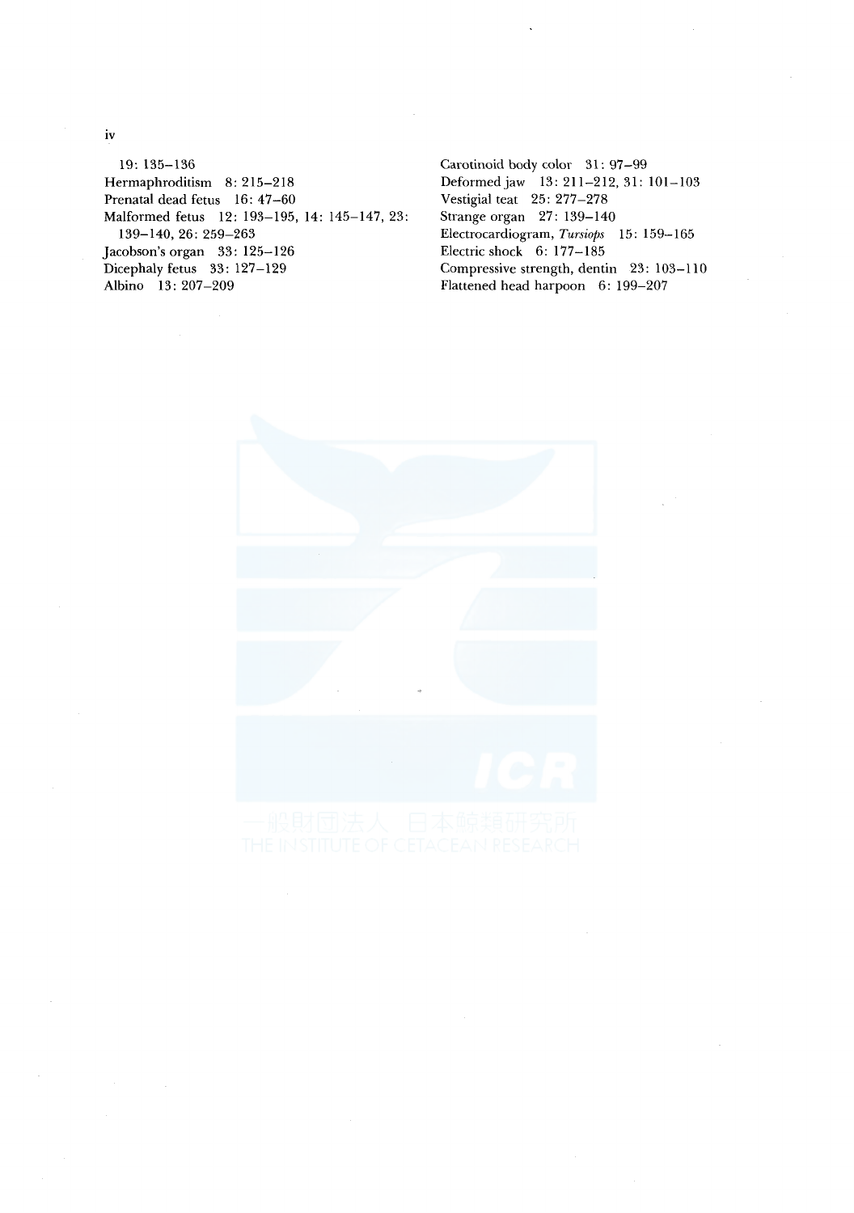19: 135–136
Hermaphroditism 8: 215–218
Prenatal dead fetus 16: 47–60
Malformed fetus 12: 193–195, 14: 145–147, 23: 139–140, 26: 259–263
Jacobson's organ 33: 125–126
Dicephaly fetus 33: 127–129
Albino 13: 207–209
Carotinoid body color 31: 97–99
Deformed jaw 13: 211–212, 31: 101–103
Vestigial teat 25: 277–278
Strange organ 27: 139–140
Electrocardiogram, *Tursiops* 15: 159–165
Electric shock 6: 177–185
Compressive strength, dentin 23: 103–110
Flattened head harpoon 6: 199–207